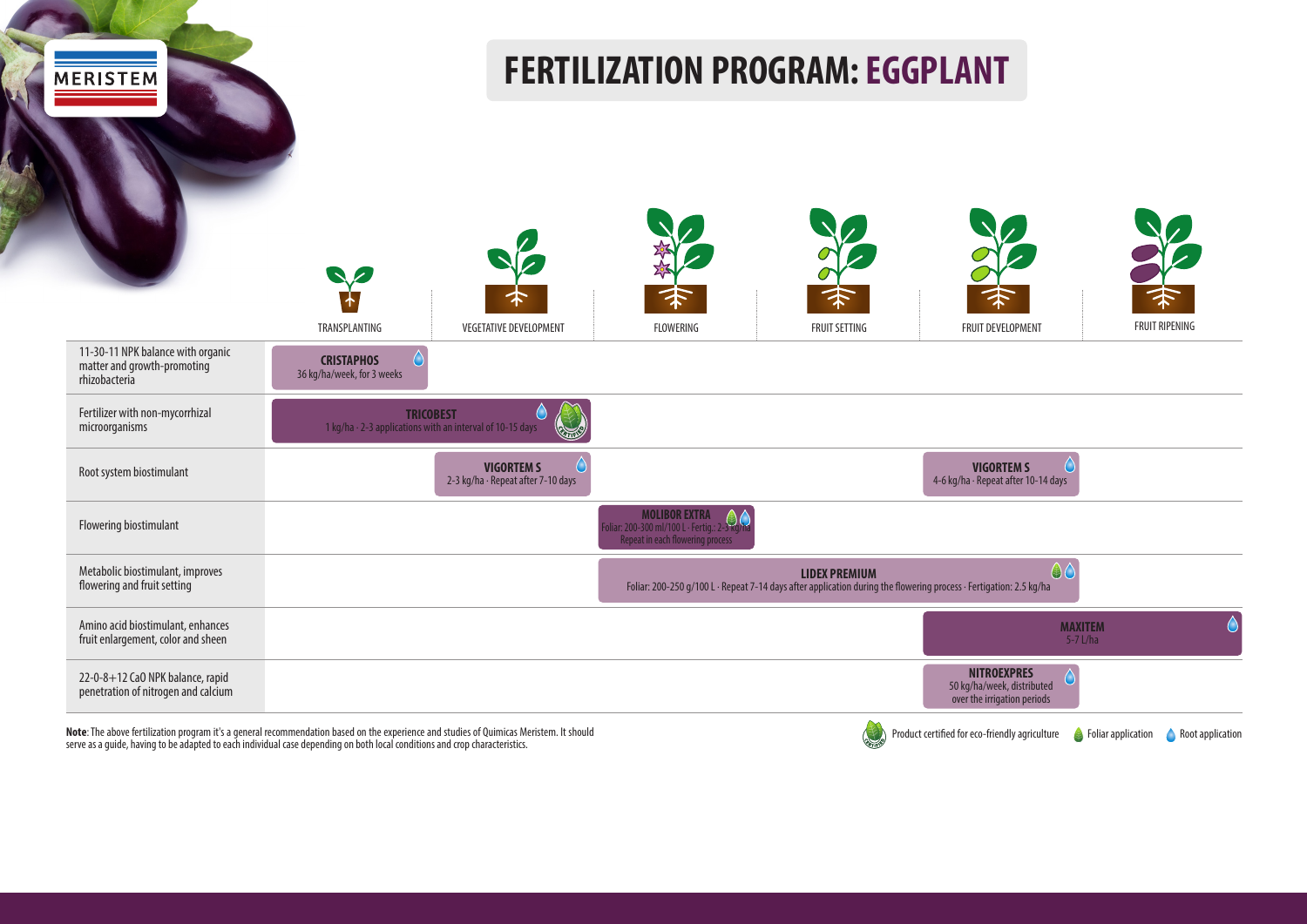MERISTEM

# FERTILIZATION PROGRAM: EGGPLANT

| | TRANSPLANTING | VEGETATIVE DEVELOPMENT | FLOWERING | FRUIT SETTING | FRUIT DEVELOPMENT | FRUIT RIPENING |
|---|---|---|---|---|---|---|
| 11-30-11 NPK balance with organic matter and growth-promoting rhizobacteria | **CRISTAPHOS** (Root application) 36 kg/ha/week, for 3 weeks | | | | | |
| Fertilizer with non-mycorrhizal microorganisms | **TRICOBEST** (Root application; Product certified for eco-friendly agriculture) 1 kg/ha · 2-3 applications with an interval of 10-15 days | | | | | |
| Root system biostimulant | | **VIGORTEM S** (Root application) 2-3 kg/ha · Repeat after 7-10 days | | | **VIGORTEM S** (Root application) 4-6 kg/ha · Repeat after 10-14 days | |
| Flowering biostimulant | | | **MOLIBOR EXTRA** (Foliar application; Root application) Foliar: 200-300 ml/100 L · Fertig.: 2-3 kg/ha Repeat in each flowering process | | | |
| Metabolic biostimulant, improves flowering and fruit setting | | | **LIDEX PREMIUM** (Foliar application; Root application) Foliar: 200-250 g/100 L · Repeat 7-14 days after application during the flowering process · Fertigation: 2.5 kg/ha | | | |
| Amino acid biostimulant, enhances fruit enlargement, color and sheen | | | | | **MAXITEM** (Root application) 5-7 L/ha | |
| 22-0-8+12 CaO NPK balance, rapid penetration of nitrogen and calcium | | | | | **NITROEXPRES** (Root application) 50 kg/ha/week, distributed over the irrigation periods | |

**Note**: The above fertilization program it's a general recommendation based on the experience and studies of Quimicas Meristem. It should serve as a guide, having to be adapted to each individual case depending on both local conditions and crop characteristics.

Product certified for eco-friendly agriculture · Foliar application · Root application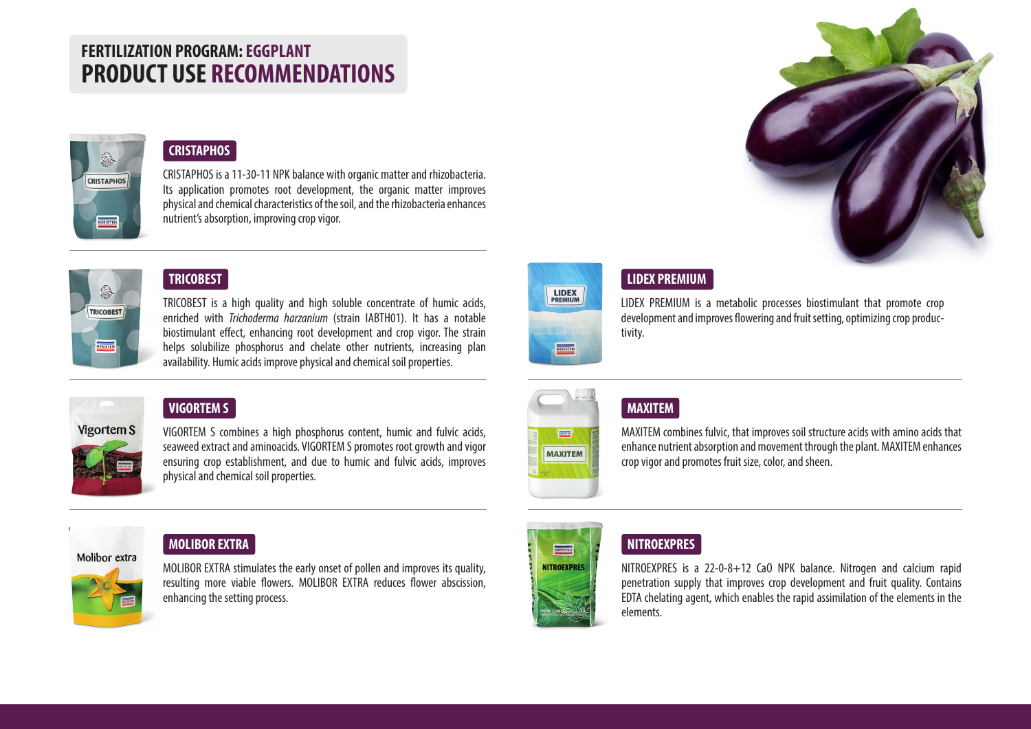# FERTILIZATION PROGRAM: EGGPLANT
# PRODUCT USE RECOMMENDATIONS

## CRISTAPHOS

CRISTAPHOS is a 11-30-11 NPK balance with organic matter and rhizobacteria. Its application promotes root development, the organic matter improves physical and chemical characteristics of the soil, and the rhizobacteria enhances nutrient's absorption, improving crop vigor.

## TRICOBEST

TRICOBEST is a high quality and high soluble concentrate of humic acids, enriched with *Trichoderma harzanium* (strain IABTH01). It has a notable biostimulant effect, enhancing root development and crop vigor. The strain helps solubilize phosphorus and chelate other nutrients, increasing plan availability. Humic acids improve physical and chemical soil properties.

## VIGORTEM S

VIGORTEM S combines a high phosphorus content, humic and fulvic acids, seaweed extract and aminoacids. VIGORTEM S promotes root growth and vigor ensuring crop establishment, and due to humic and fulvic acids, improves physical and chemical soil properties.

## MOLIBOR EXTRA

MOLIBOR EXTRA stimulates the early onset of pollen and improves its quality, resulting more viable flowers. MOLIBOR EXTRA reduces flower abscission, enhancing the setting process.

## LIDEX PREMIUM

LIDEX PREMIUM is a metabolic processes biostimulant that promote crop development and improves flowering and fruit setting, optimizing crop productivity.

## MAXITEM

MAXITEM combines fulvic, that improves soil structure acids with amino acids that enhance nutrient absorption and movement through the plant. MAXITEM enhances crop vigor and promotes fruit size, color, and sheen.

## NITROEXPRES

NITROEXPRES is a 22-0-8+12 CaO NPK balance. Nitrogen and calcium rapid penetration supply that improves crop development and fruit quality. Contains EDTA chelating agent, which enables the rapid assimilation of the elements in the elements.